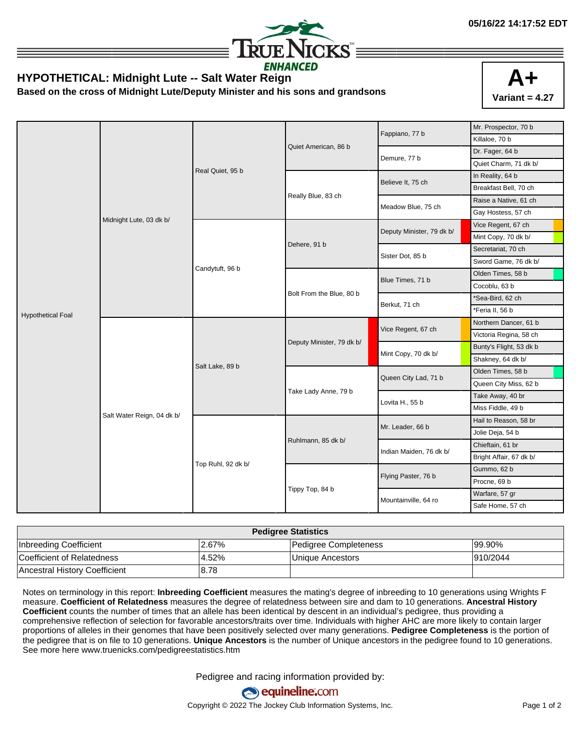05/16/22 14:17:52 EDT

TRUE NICKS ENHANCED

## HYPOTHETICAL: Midnight Lute -- Salt Water Reign

**Based on the cross of Midnight Lute/Deputy Minister and his sons and grandsons**

**A+**
**Variant = 4.27**

| | | | | | |
|---|---|---|---|---|---|
| Hypothetical Foal | Midnight Lute, 03 dk b/ | Real Quiet, 95 b | Quiet American, 86 b | Fappiano, 77 b | Mr. Prospector, 70 b |
| | | | | | Killaloe, 70 b |
| | | | | Demure, 77 b | Dr. Fager, 64 b |
| | | | | | Quiet Charm, 71 dk b/ |
| | | | Really Blue, 83 ch | Believe It, 75 ch | In Reality, 64 b |
| | | | | | Breakfast Bell, 70 ch |
| | | | | Meadow Blue, 75 ch | Raise a Native, 61 ch |
| | | | | | Gay Hostess, 57 ch |
| | | Candytuft, 96 b | Dehere, 91 b | Deputy Minister, 79 dk b/ | Vice Regent, 67 ch |
| | | | | | Mint Copy, 70 dk b/ |
| | | | | Sister Dot, 85 b | Secretariat, 70 ch |
| | | | | | Sword Game, 76 dk b/ |
| | | | Bolt From the Blue, 80 b | Blue Times, 71 b | Olden Times, 58 b |
| | | | | | Cocoblu, 63 b |
| | | | | Berkut, 71 ch | *Sea-Bird, 62 ch |
| | | | | | *Feria II, 56 b |
| | Salt Water Reign, 04 dk b/ | Salt Lake, 89 b | Deputy Minister, 79 dk b/ | Vice Regent, 67 ch | Northern Dancer, 61 b |
| | | | | | Victoria Regina, 58 ch |
| | | | | Mint Copy, 70 dk b/ | Bunty's Flight, 53 dk b |
| | | | | | Shakney, 64 dk b/ |
| | | | Take Lady Anne, 79 b | Queen City Lad, 71 b | Olden Times, 58 b |
| | | | | | Queen City Miss, 62 b |
| | | | | Lovita H., 55 b | Take Away, 40 br |
| | | | | | Miss Fiddle, 49 b |
| | | Top Ruhl, 92 dk b/ | Ruhlmann, 85 dk b/ | Mr. Leader, 66 b | Hail to Reason, 58 br |
| | | | | | Jolie Deja, 54 b |
| | | | | Indian Maiden, 76 dk b/ | Chieftain, 61 br |
| | | | | | Bright Affair, 67 dk b/ |
| | | | Tippy Top, 84 b | Flying Paster, 76 b | Gummo, 62 b |
| | | | | | Procne, 69 b |
| | | | | Mountainville, 64 ro | Warfare, 57 gr |
| | | | | | Safe Home, 57 ch |

| Pedigree Statistics | | | |
|---|---|---|---|
| Inbreeding Coefficient | 2.67% | Pedigree Completeness | 99.90% |
| Coefficient of Relatedness | 4.52% | Unique Ancestors | 910/2044 |
| Ancestral History Coefficient | 8.78 | | |

Notes on terminology in this report: **Inbreeding Coefficient** measures the mating's degree of inbreeding to 10 generations using Wrights F measure. **Coefficient of Relatedness** measures the degree of relatedness between sire and dam to 10 generations. **Ancestral History Coefficient** counts the number of times that an allele has been identical by descent in an individual's pedigree, thus providing a comprehensive reflection of selection for favorable ancestors/traits over time. Individuals with higher AHC are more likely to contain larger proportions of alleles in their genomes that have been positively selected over many generations. **Pedigree Completeness** is the portion of the pedigree that is on file to 10 generations. **Unique Ancestors** is the number of Unique ancestors in the pedigree found to 10 generations. See more here www.truenicks.com/pedigreestatistics.htm

Pedigree and racing information provided by:

equineline.com

Copyright © 2022 The Jockey Club Information Systems, Inc.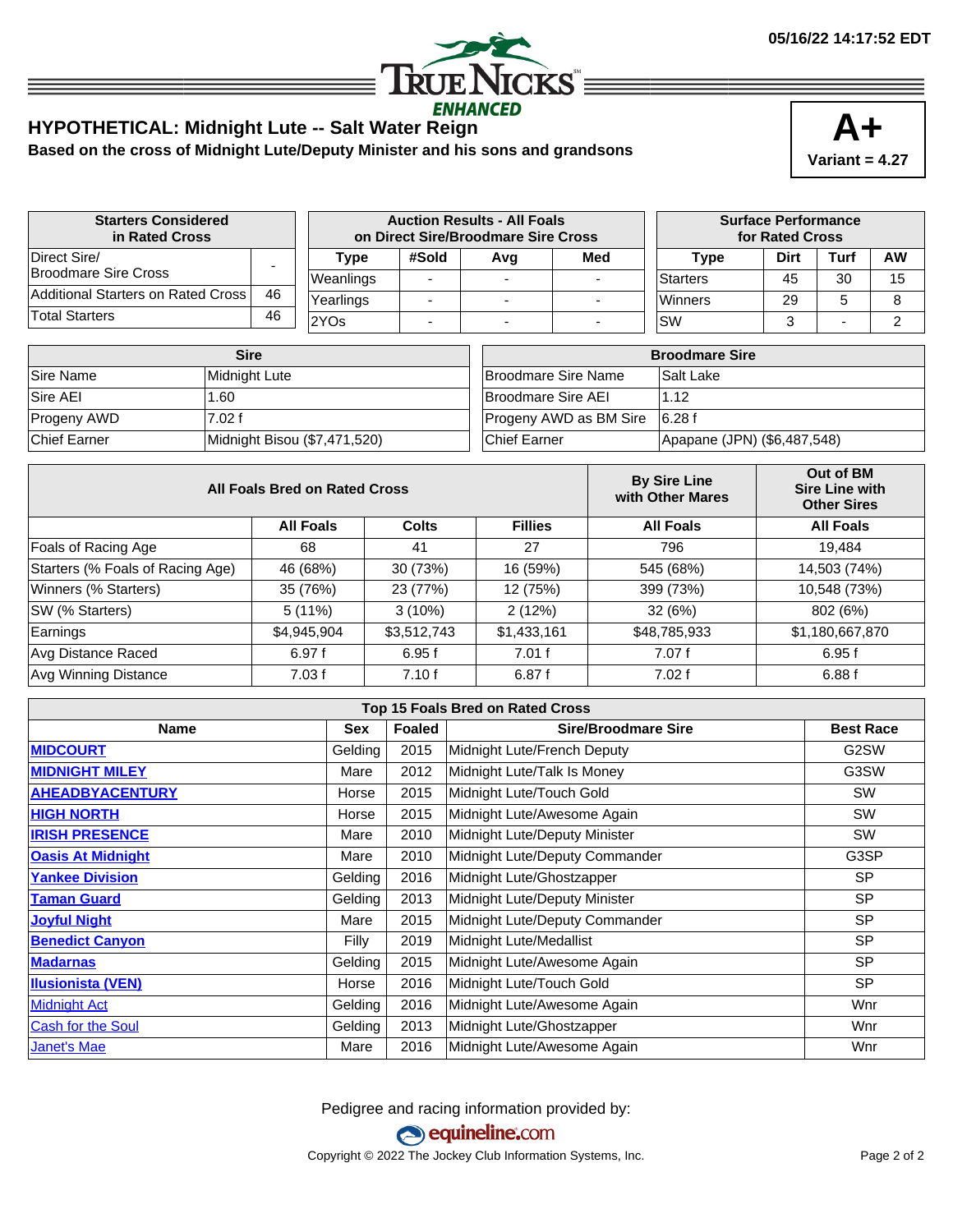# HYPOTHETICAL: Midnight Lute -- Salt Water Reign

**Based on the cross of Midnight Lute/Deputy Minister and his sons and grandsons**

**A+**
**Variant = 4.27**

| Starters Considered in Rated Cross | |
|---|---|
| Direct Sire/ Broodmare Sire Cross | - |
| Additional Starters on Rated Cross | 46 |
| Total Starters | 46 |

| Auction Results - All Foals on Direct Sire/Broodmare Sire Cross | | | |
|---|---|---|---|
| Type | #Sold | Avg | Med |
| Weanlings | - | - | - |
| Yearlings | - | - | - |
| 2YOs | - | - | - |

| Surface Performance for Rated Cross | | | |
|---|---|---|---|
| Type | Dirt | Turf | AW |
| Starters | 45 | 30 | 15 |
| Winners | 29 | 5 | 8 |
| SW | 3 | - | 2 |

| Sire | |
|---|---|
| Sire Name | Midnight Lute |
| Sire AEI | 1.60 |
| Progeny AWD | 7.02 f |
| Chief Earner | Midnight Bisou ($7,471,520) |

| Broodmare Sire | |
|---|---|
| Broodmare Sire Name | Salt Lake |
| Broodmare Sire AEI | 1.12 |
| Progeny AWD as BM Sire | 6.28 f |
| Chief Earner | Apapane (JPN) ($6,487,548) |

| | All Foals Bred on Rated Cross | | | By Sire Line with Other Mares | Out of BM Sire Line with Other Sires |
|---|---|---|---|---|---|
| | All Foals | Colts | Fillies | All Foals | All Foals |
| Foals of Racing Age | 68 | 41 | 27 | 796 | 19,484 |
| Starters (% Foals of Racing Age) | 46 (68%) | 30 (73%) | 16 (59%) | 545 (68%) | 14,503 (74%) |
| Winners (% Starters) | 35 (76%) | 23 (77%) | 12 (75%) | 399 (73%) | 10,548 (73%) |
| SW (% Starters) | 5 (11%) | 3 (10%) | 2 (12%) | 32 (6%) | 802 (6%) |
| Earnings | $4,945,904 | $3,512,743 | $1,433,161 | $48,785,933 | $1,180,667,870 |
| Avg Distance Raced | 6.97 f | 6.95 f | 7.01 f | 7.07 f | 6.95 f |
| Avg Winning Distance | 7.03 f | 7.10 f | 6.87 f | 7.02 f | 6.88 f |

| Top 15 Foals Bred on Rated Cross | | | | |
|---|---|---|---|---|
| Name | Sex | Foaled | Sire/Broodmare Sire | Best Race |
| **MIDCOURT** | Gelding | 2015 | Midnight Lute/French Deputy | G2SW |
| **MIDNIGHT MILEY** | Mare | 2012 | Midnight Lute/Talk Is Money | G3SW |
| **AHEADBYACENTURY** | Horse | 2015 | Midnight Lute/Touch Gold | SW |
| **HIGH NORTH** | Horse | 2015 | Midnight Lute/Awesome Again | SW |
| **IRISH PRESENCE** | Mare | 2010 | Midnight Lute/Deputy Minister | SW |
| **Oasis At Midnight** | Mare | 2010 | Midnight Lute/Deputy Commander | G3SP |
| **Yankee Division** | Gelding | 2016 | Midnight Lute/Ghostzapper | SP |
| **Taman Guard** | Gelding | 2013 | Midnight Lute/Deputy Minister | SP |
| **Joyful Night** | Mare | 2015 | Midnight Lute/Deputy Commander | SP |
| **Benedict Canyon** | Filly | 2019 | Midnight Lute/Medallist | SP |
| **Madarnas** | Gelding | 2015 | Midnight Lute/Awesome Again | SP |
| **Ilusionista (VEN)** | Horse | 2016 | Midnight Lute/Touch Gold | SP |
| Midnight Act | Gelding | 2016 | Midnight Lute/Awesome Again | Wnr |
| Cash for the Soul | Gelding | 2013 | Midnight Lute/Ghostzapper | Wnr |
| Janet's Mae | Mare | 2016 | Midnight Lute/Awesome Again | Wnr |

Pedigree and racing information provided by:
equineline.com
Copyright © 2022 The Jockey Club Information Systems, Inc.